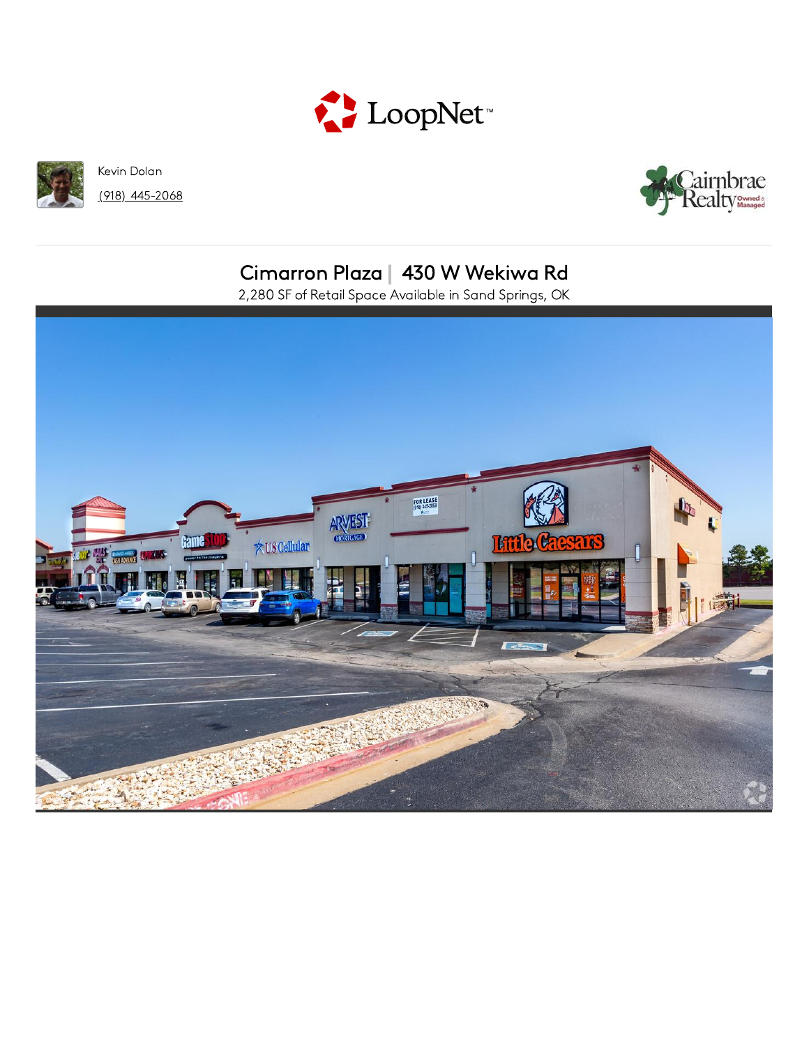LoopNet™

Kevin Dolan

(918) 445-2068

Cairnbrae Realty Owned & Managed

# Cimarron Plaza | 430 W Wekiwa Rd

2,280 SF of Retail Space Available in Sand Springs, OK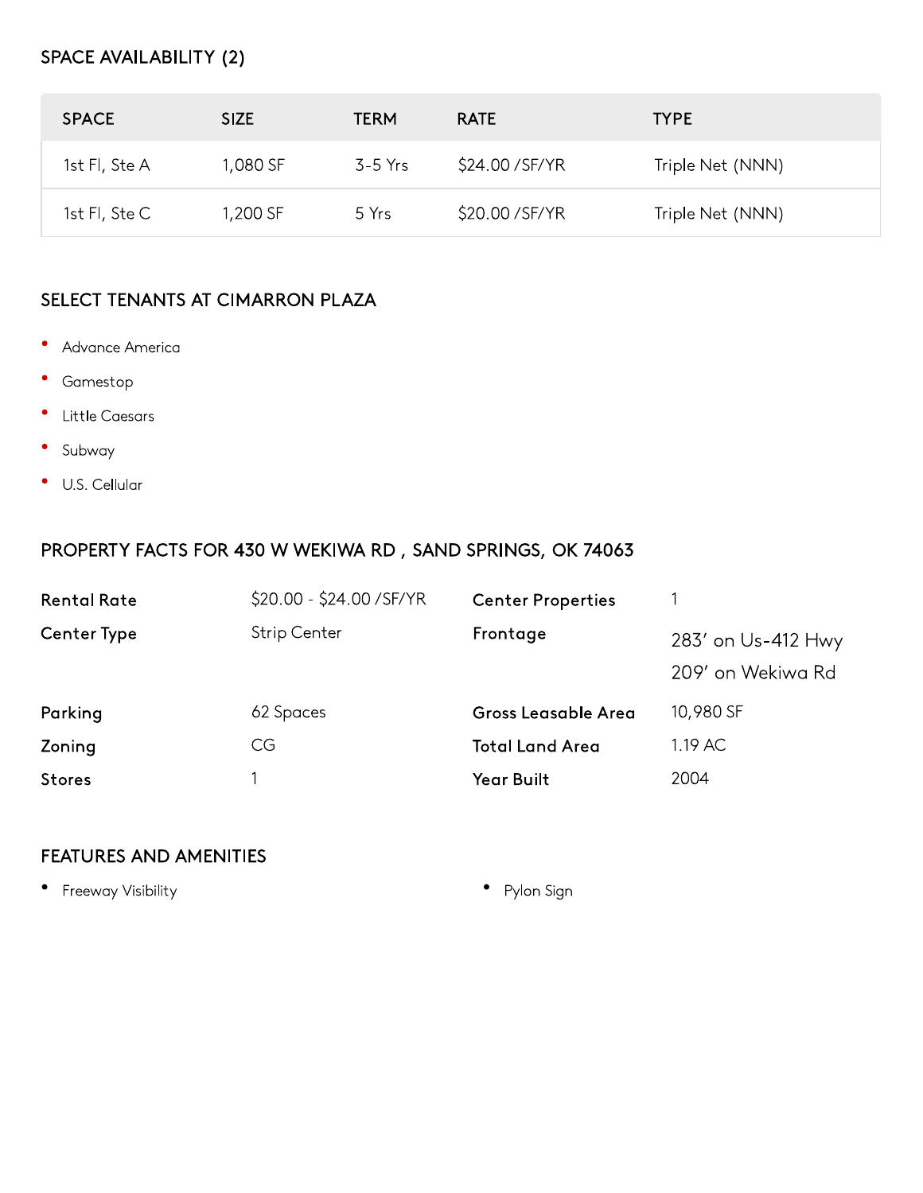## SPACE AVAILABILITY (2)

| SPACE | SIZE | TERM | RATE | TYPE |
|---|---|---|---|---|
| 1st Fl, Ste A | 1,080 SF | 3-5 Yrs | $24.00 /SF/YR | Triple Net (NNN) |
| 1st Fl, Ste C | 1,200 SF | 5 Yrs | $20.00 /SF/YR | Triple Net (NNN) |

## SELECT TENANTS AT CIMARRON PLAZA

- Advance America
- Gamestop
- Little Caesars
- Subway
- U.S. Cellular

## PROPERTY FACTS FOR 430 W WEKIWA RD , SAND SPRINGS, OK 74063

| | | | |
|---|---|---|---|
| **Rental Rate** | $20.00 - $24.00 /SF/YR | **Center Properties** | 1 |
| **Center Type** | Strip Center | **Frontage** | 283' on Us-412 Hwy<br>209' on Wekiwa Rd |
| **Parking** | 62 Spaces | **Gross Leasable Area** | 10,980 SF |
| **Zoning** | CG | **Total Land Area** | 1.19 AC |
| **Stores** | 1 | **Year Built** | 2004 |

## FEATURES AND AMENITIES

- Freeway Visibility
- Pylon Sign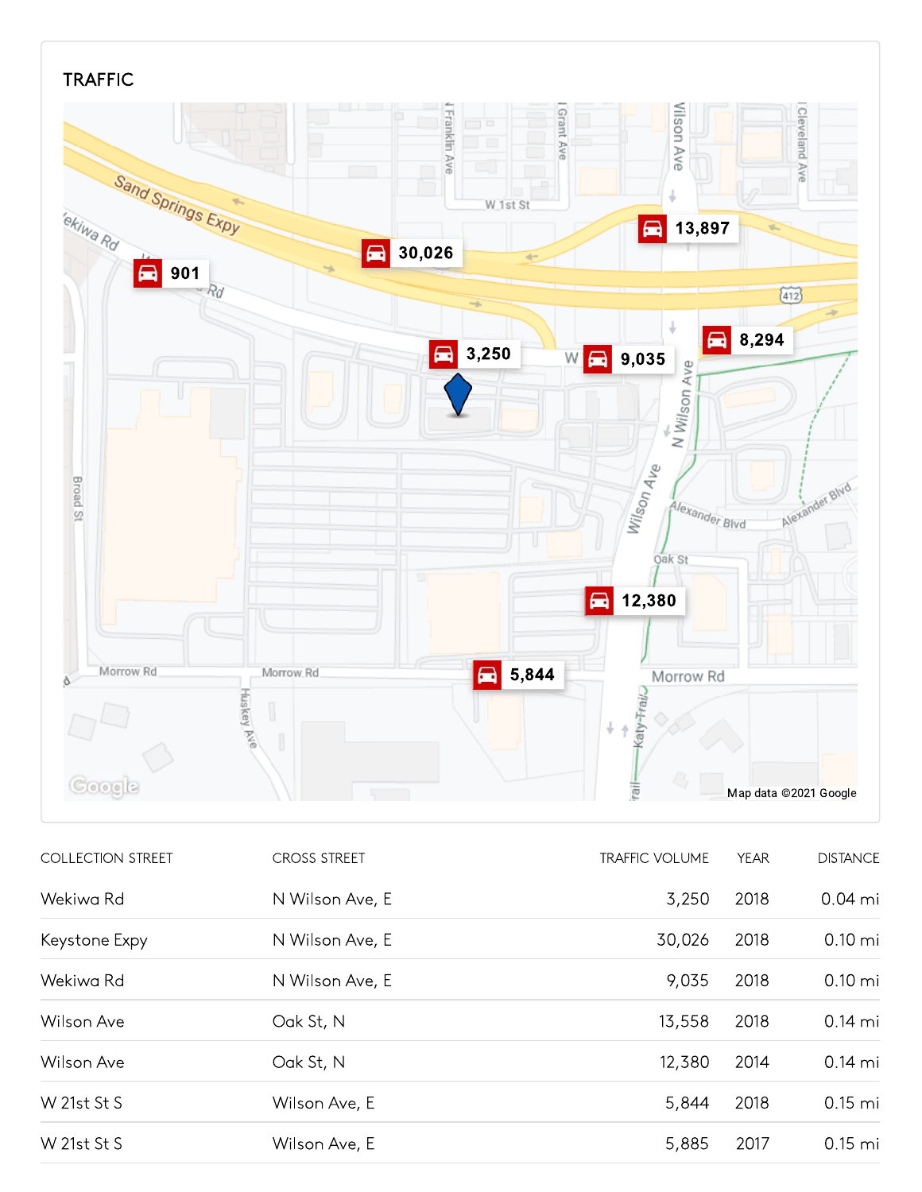## TRAFFIC

| COLLECTION STREET | CROSS STREET | TRAFFIC VOLUME | YEAR | DISTANCE |
|---|---|---|---|---|
| Wekiwa Rd | N Wilson Ave, E | 3,250 | 2018 | 0.04 mi |
| Keystone Expy | N Wilson Ave, E | 30,026 | 2018 | 0.10 mi |
| Wekiwa Rd | N Wilson Ave, E | 9,035 | 2018 | 0.10 mi |
| Wilson Ave | Oak St, N | 13,558 | 2018 | 0.14 mi |
| Wilson Ave | Oak St, N | 12,380 | 2014 | 0.14 mi |
| W 21st St S | Wilson Ave, E | 5,844 | 2018 | 0.15 mi |
| W 21st St S | Wilson Ave, E | 5,885 | 2017 | 0.15 mi |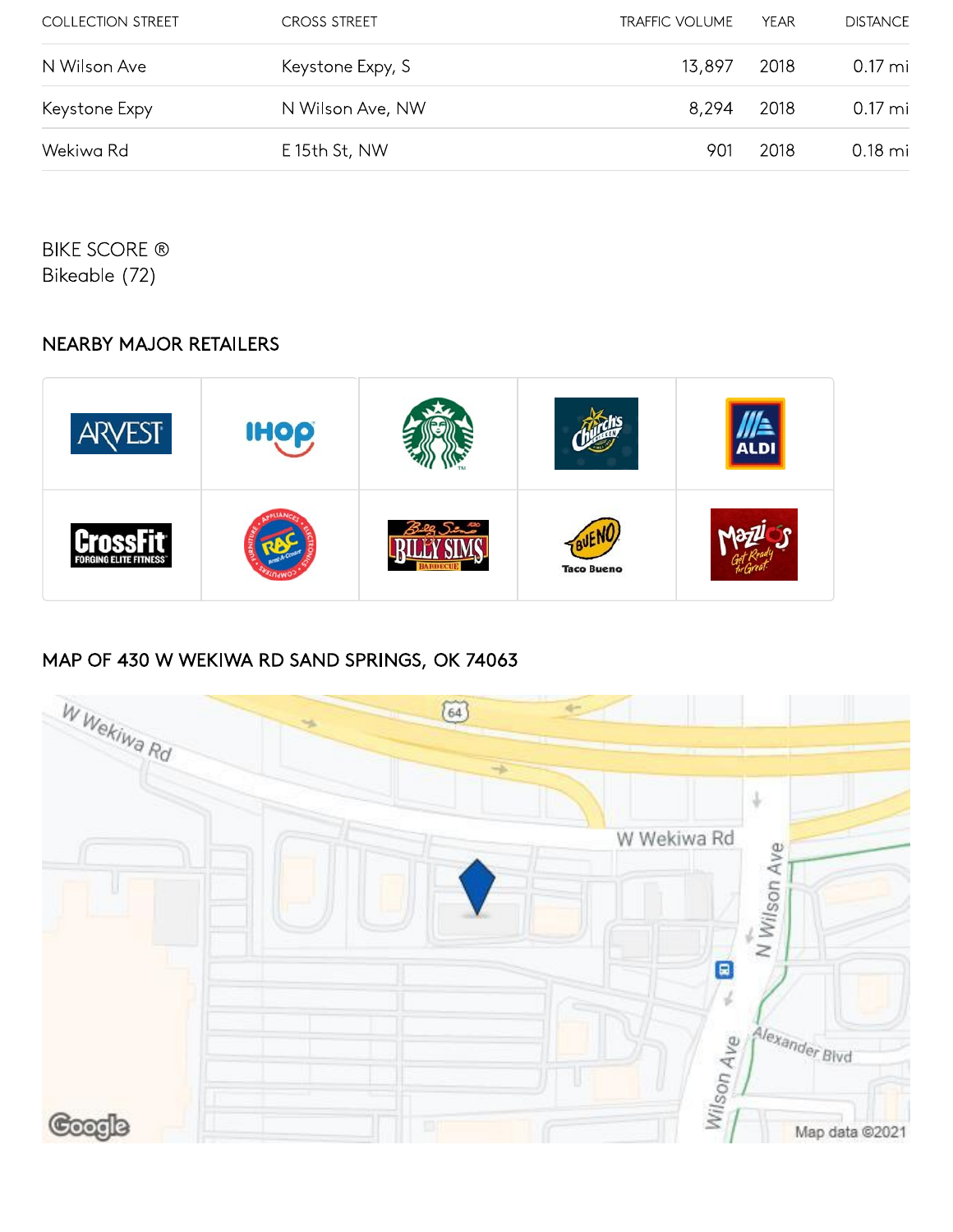| COLLECTION STREET | CROSS STREET | TRAFFIC VOLUME | YEAR | DISTANCE |
| --- | --- | --- | --- | --- |
| N Wilson Ave | Keystone Expy, S | 13,897 | 2018 | 0.17 mi |
| Keystone Expy | N Wilson Ave, NW | 8,294 | 2018 | 0.17 mi |
| Wekiwa Rd | E 15th St, NW | 901 | 2018 | 0.18 mi |

BIKE SCORE ®
Bikeable (72)

## NEARBY MAJOR RETAILERS

## MAP OF 430 W WEKIWA RD SAND SPRINGS, OK 74063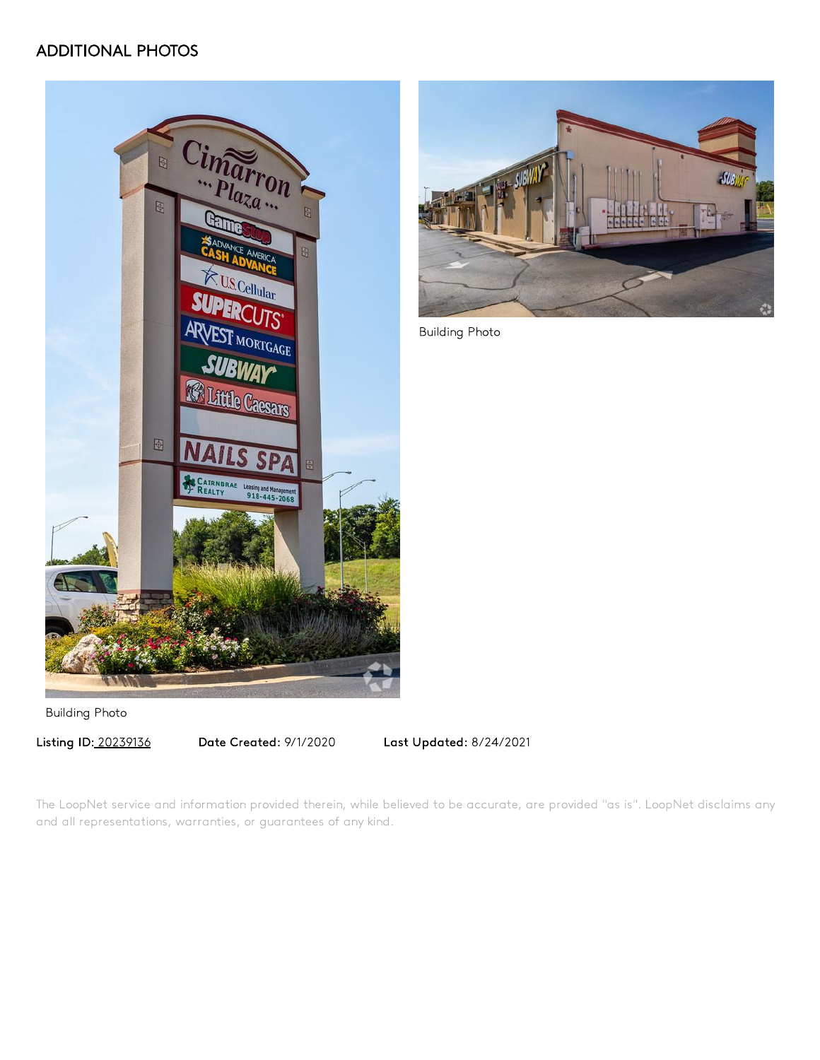## ADDITIONAL PHOTOS

Building Photo

Building Photo

**Listing ID:** 20239136 **Date Created:** 9/1/2020 **Last Updated:** 8/24/2021

The LoopNet service and information provided therein, while believed to be accurate, are provided "as is". LoopNet disclaims any and all representations, warranties, or guarantees of any kind.